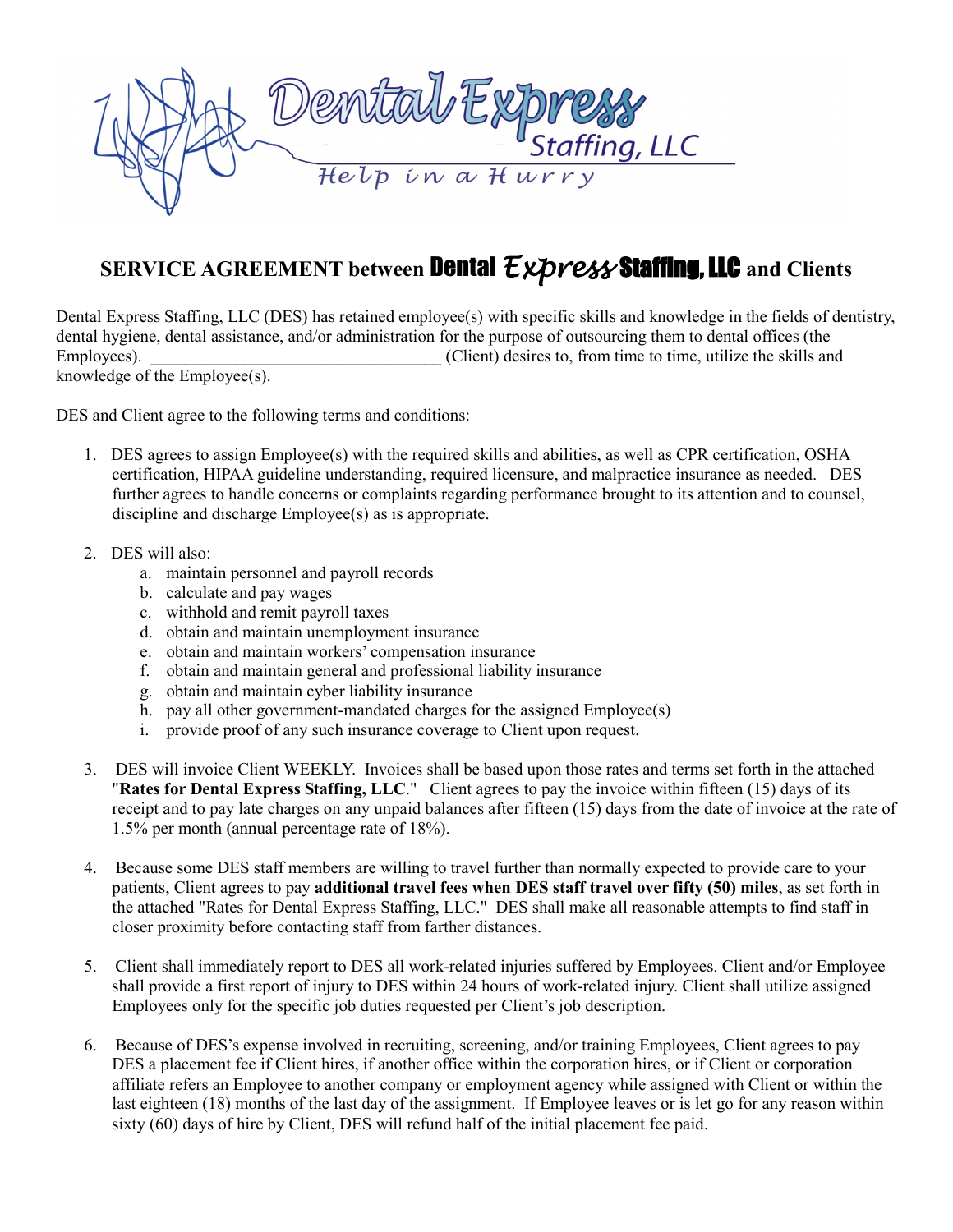Dental Express Staffing, LLC

Help in a Hurry

# SERVICE AGREEMENT between Dental Express Staffing, LLC and Clients

Dental Express Staffing, LLC (DES) has retained employee(s) with specific skills and knowledge in the fields of dentistry, dental hygiene, dental assistance, and/or administration for the purpose of outsourcing them to dental offices (the Employees). __________________________________ (Client) desires to, from time to time, utilize the skills and knowledge of the Employee(s).

DES and Client agree to the following terms and conditions:

1. DES agrees to assign Employee(s) with the required skills and abilities, as well as CPR certification, OSHA certification, HIPAA guideline understanding, required licensure, and malpractice insurance as needed. DES further agrees to handle concerns or complaints regarding performance brought to its attention and to counsel, discipline and discharge Employee(s) as is appropriate.

2. DES will also:
   a. maintain personnel and payroll records
   b. calculate and pay wages
   c. withhold and remit payroll taxes
   d. obtain and maintain unemployment insurance
   e. obtain and maintain workers' compensation insurance
   f. obtain and maintain general and professional liability insurance
   g. obtain and maintain cyber liability insurance
   h. pay all other government-mandated charges for the assigned Employee(s)
   i. provide proof of any such insurance coverage to Client upon request.

3. DES will invoice Client WEEKLY. Invoices shall be based upon those rates and terms set forth in the attached "**Rates for Dental Express Staffing, LLC**." Client agrees to pay the invoice within fifteen (15) days of its receipt and to pay late charges on any unpaid balances after fifteen (15) days from the date of invoice at the rate of 1.5% per month (annual percentage rate of 18%).

4. Because some DES staff members are willing to travel further than normally expected to provide care to your patients, Client agrees to pay **additional travel fees when DES staff travel over fifty (50) miles**, as set forth in the attached "Rates for Dental Express Staffing, LLC." DES shall make all reasonable attempts to find staff in closer proximity before contacting staff from farther distances.

5. Client shall immediately report to DES all work-related injuries suffered by Employees. Client and/or Employee shall provide a first report of injury to DES within 24 hours of work-related injury. Client shall utilize assigned Employees only for the specific job duties requested per Client's job description.

6. Because of DES's expense involved in recruiting, screening, and/or training Employees, Client agrees to pay DES a placement fee if Client hires, if another office within the corporation hires, or if Client or corporation affiliate refers an Employee to another company or employment agency while assigned with Client or within the last eighteen (18) months of the last day of the assignment. If Employee leaves or is let go for any reason within sixty (60) days of hire by Client, DES will refund half of the initial placement fee paid.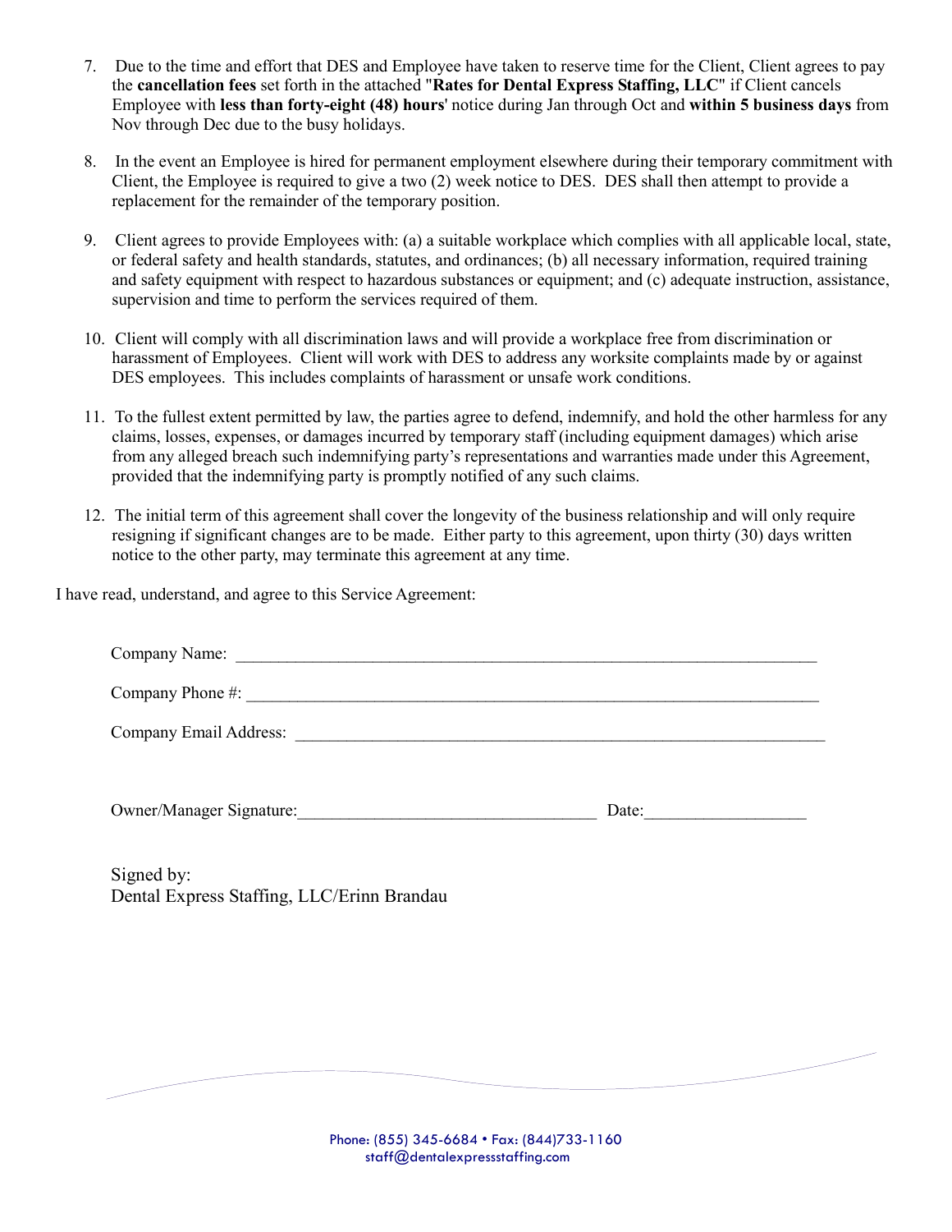7. Due to the time and effort that DES and Employee have taken to reserve time for the Client, Client agrees to pay the **cancellation fees** set forth in the attached "**Rates for Dental Express Staffing, LLC**" if Client cancels Employee with **less than forty-eight (48) hours**' notice during Jan through Oct and **within 5 business days** from Nov through Dec due to the busy holidays.

8. In the event an Employee is hired for permanent employment elsewhere during their temporary commitment with Client, the Employee is required to give a two (2) week notice to DES. DES shall then attempt to provide a replacement for the remainder of the temporary position.

9. Client agrees to provide Employees with: (a) a suitable workplace which complies with all applicable local, state, or federal safety and health standards, statutes, and ordinances; (b) all necessary information, required training and safety equipment with respect to hazardous substances or equipment; and (c) adequate instruction, assistance, supervision and time to perform the services required of them.

10. Client will comply with all discrimination laws and will provide a workplace free from discrimination or harassment of Employees. Client will work with DES to address any worksite complaints made by or against DES employees. This includes complaints of harassment or unsafe work conditions.

11. To the fullest extent permitted by law, the parties agree to defend, indemnify, and hold the other harmless for any claims, losses, expenses, or damages incurred by temporary staff (including equipment damages) which arise from any alleged breach such indemnifying party's representations and warranties made under this Agreement, provided that the indemnifying party is promptly notified of any such claims.

12. The initial term of this agreement shall cover the longevity of the business relationship and will only require resigning if significant changes are to be made. Either party to this agreement, upon thirty (30) days written notice to the other party, may terminate this agreement at any time.

I have read, understand, and agree to this Service Agreement:

Company Name: ______________________________________________________________________

Company Phone #: ____________________________________________________________________

Company Email Address: _______________________________________________________________

Owner/Manager Signature:___________________________________ Date:__________________

Signed by:
Dental Express Staffing, LLC/Erinn Brandau

Phone: (855) 345-6684 • Fax: (844)733-1160
staff@dentalexpressstaffing.com